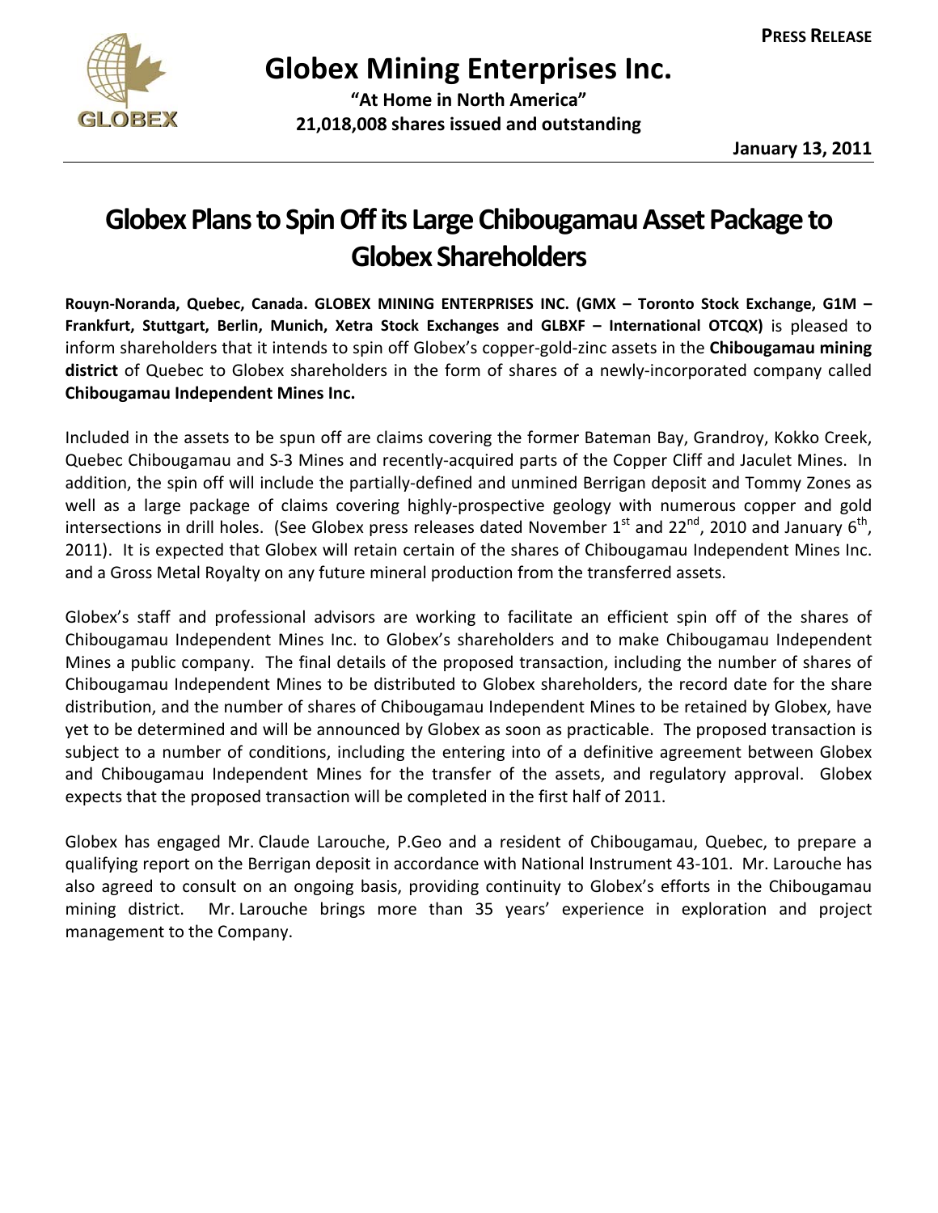**PRESS RELEASE**

# Globex Mining Enterprises Inc.

**"At Home in North America"**
**21,018,008 shares issued and outstanding**

**January 13, 2011**

## Globex Plans to Spin Off its Large Chibougamau Asset Package to Globex Shareholders

**Rouyn-Noranda, Quebec, Canada. GLOBEX MINING ENTERPRISES INC. (GMX – Toronto Stock Exchange, G1M – Frankfurt, Stuttgart, Berlin, Munich, Xetra Stock Exchanges and GLBXF – International OTCQX)** is pleased to inform shareholders that it intends to spin off Globex's copper-gold-zinc assets in the **Chibougamau mining district** of Quebec to Globex shareholders in the form of shares of a newly-incorporated company called **Chibougamau Independent Mines Inc.**

Included in the assets to be spun off are claims covering the former Bateman Bay, Grandroy, Kokko Creek, Quebec Chibougamau and S-3 Mines and recently-acquired parts of the Copper Cliff and Jaculet Mines. In addition, the spin off will include the partially-defined and unmined Berrigan deposit and Tommy Zones as well as a large package of claims covering highly-prospective geology with numerous copper and gold intersections in drill holes. (See Globex press releases dated November 1st and 22nd, 2010 and January 6th, 2011). It is expected that Globex will retain certain of the shares of Chibougamau Independent Mines Inc. and a Gross Metal Royalty on any future mineral production from the transferred assets.

Globex's staff and professional advisors are working to facilitate an efficient spin off of the shares of Chibougamau Independent Mines Inc. to Globex's shareholders and to make Chibougamau Independent Mines a public company. The final details of the proposed transaction, including the number of shares of Chibougamau Independent Mines to be distributed to Globex shareholders, the record date for the share distribution, and the number of shares of Chibougamau Independent Mines to be retained by Globex, have yet to be determined and will be announced by Globex as soon as practicable. The proposed transaction is subject to a number of conditions, including the entering into of a definitive agreement between Globex and Chibougamau Independent Mines for the transfer of the assets, and regulatory approval. Globex expects that the proposed transaction will be completed in the first half of 2011.

Globex has engaged Mr. Claude Larouche, P.Geo and a resident of Chibougamau, Quebec, to prepare a qualifying report on the Berrigan deposit in accordance with National Instrument 43-101. Mr. Larouche has also agreed to consult on an ongoing basis, providing continuity to Globex's efforts in the Chibougamau mining district. Mr. Larouche brings more than 35 years' experience in exploration and project management to the Company.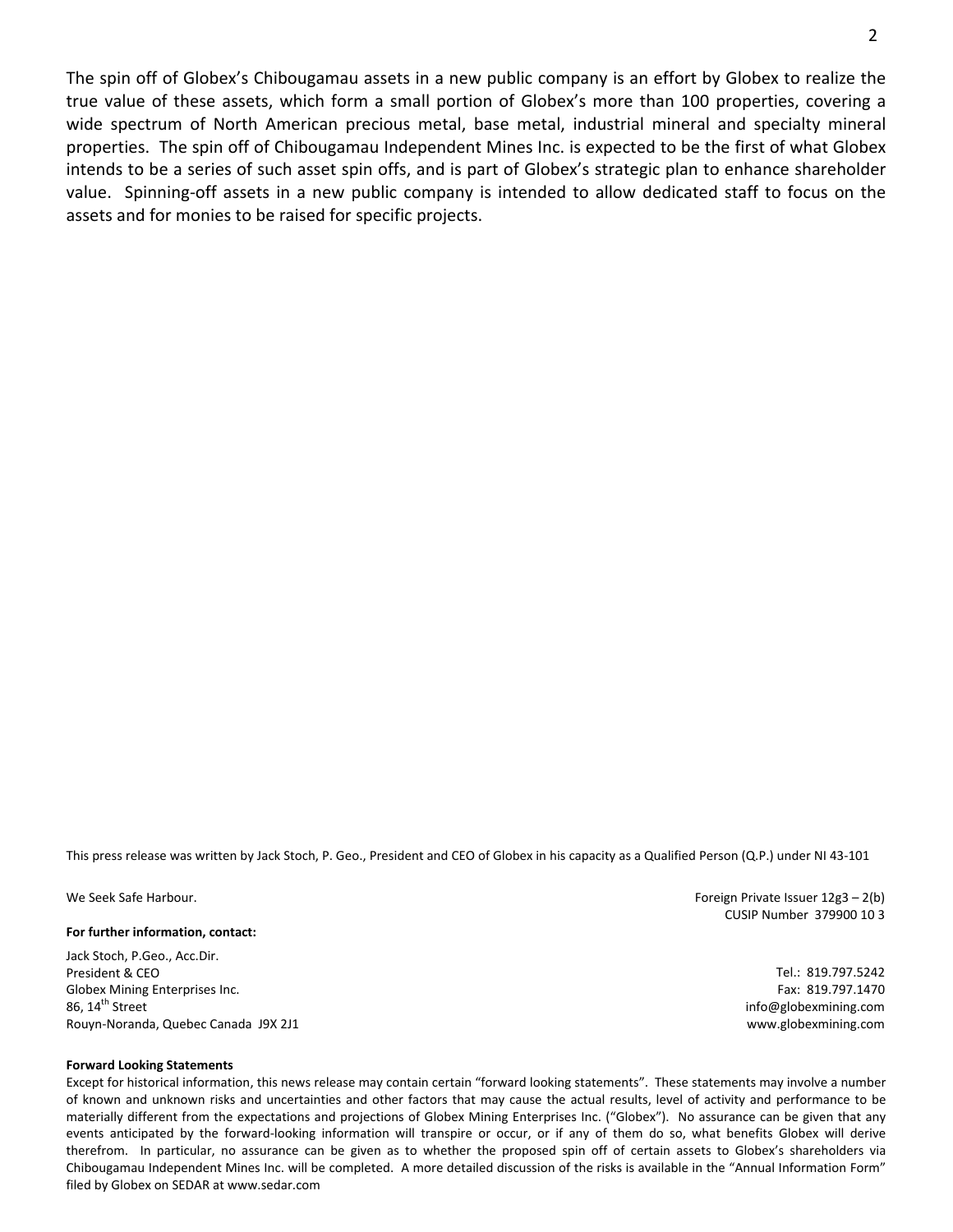The spin off of Globex's Chibougamau assets in a new public company is an effort by Globex to realize the true value of these assets, which form a small portion of Globex's more than 100 properties, covering a wide spectrum of North American precious metal, base metal, industrial mineral and specialty mineral properties. The spin off of Chibougamau Independent Mines Inc. is expected to be the first of what Globex intends to be a series of such asset spin offs, and is part of Globex's strategic plan to enhance shareholder value. Spinning-off assets in a new public company is intended to allow dedicated staff to focus on the assets and for monies to be raised for specific projects.

This press release was written by Jack Stoch, P. Geo., President and CEO of Globex in his capacity as a Qualified Person (Q.P.) under NI 43-101

We Seek Safe Harbour.

Foreign Private Issuer 12g3 – 2(b)
CUSIP Number 379900 10 3

**For further information, contact:**

Jack Stoch, P.Geo., Acc.Dir.
President & CEO
Globex Mining Enterprises Inc.
86, 14th Street
Rouyn-Noranda, Quebec Canada J9X 2J1

Tel.: 819.797.5242
Fax: 819.797.1470
info@globexmining.com
www.globexmining.com

**Forward Looking Statements**

Except for historical information, this news release may contain certain "forward looking statements". These statements may involve a number of known and unknown risks and uncertainties and other factors that may cause the actual results, level of activity and performance to be materially different from the expectations and projections of Globex Mining Enterprises Inc. ("Globex"). No assurance can be given that any events anticipated by the forward-looking information will transpire or occur, or if any of them do so, what benefits Globex will derive therefrom. In particular, no assurance can be given as to whether the proposed spin off of certain assets to Globex's shareholders via Chibougamau Independent Mines Inc. will be completed. A more detailed discussion of the risks is available in the "Annual Information Form" filed by Globex on SEDAR at www.sedar.com